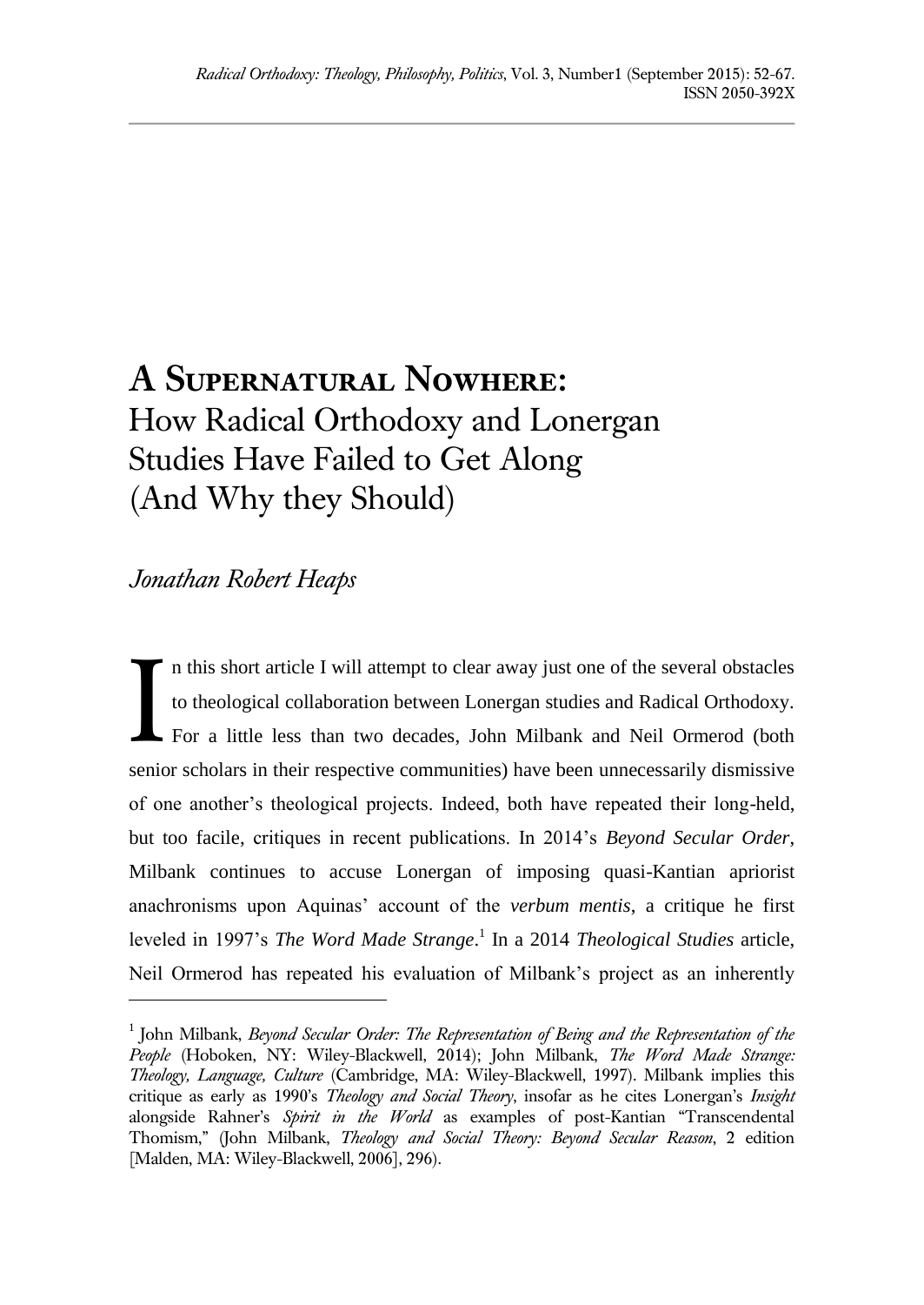# A Supernatural Nowhere:
## How Radical Orthodoxy and Lonergan Studies Have Failed to Get Along (And Why they Should)

*Jonathan Robert Heaps*

In this short article I will attempt to clear away just one of the several obstacles to theological collaboration between Lonergan studies and Radical Orthodoxy. For a little less than two decades, John Milbank and Neil Ormerod (both senior scholars in their respective communities) have been unnecessarily dismissive of one another's theological projects. Indeed, both have repeated their long-held, but too facile, critiques in recent publications. In 2014's *Beyond Secular Order*, Milbank continues to accuse Lonergan of imposing quasi-Kantian apriorist anachronisms upon Aquinas' account of the *verbum mentis*, a critique he first leveled in 1997's *The Word Made Strange*.[1] In a 2014 *Theological Studies* article, Neil Ormerod has repeated his evaluation of Milbank's project as an inherently

---

[1] John Milbank, *Beyond Secular Order: The Representation of Being and the Representation of the People* (Hoboken, NY: Wiley-Blackwell, 2014); John Milbank, *The Word Made Strange: Theology, Language, Culture* (Cambridge, MA: Wiley-Blackwell, 1997). Milbank implies this critique as early as 1990's *Theology and Social Theory*, insofar as he cites Lonergan's *Insight* alongside Rahner's *Spirit in the World* as examples of post-Kantian "Transcendental Thomism," (John Milbank, *Theology and Social Theory: Beyond Secular Reason*, 2 edition [Malden, MA: Wiley-Blackwell, 2006], 296).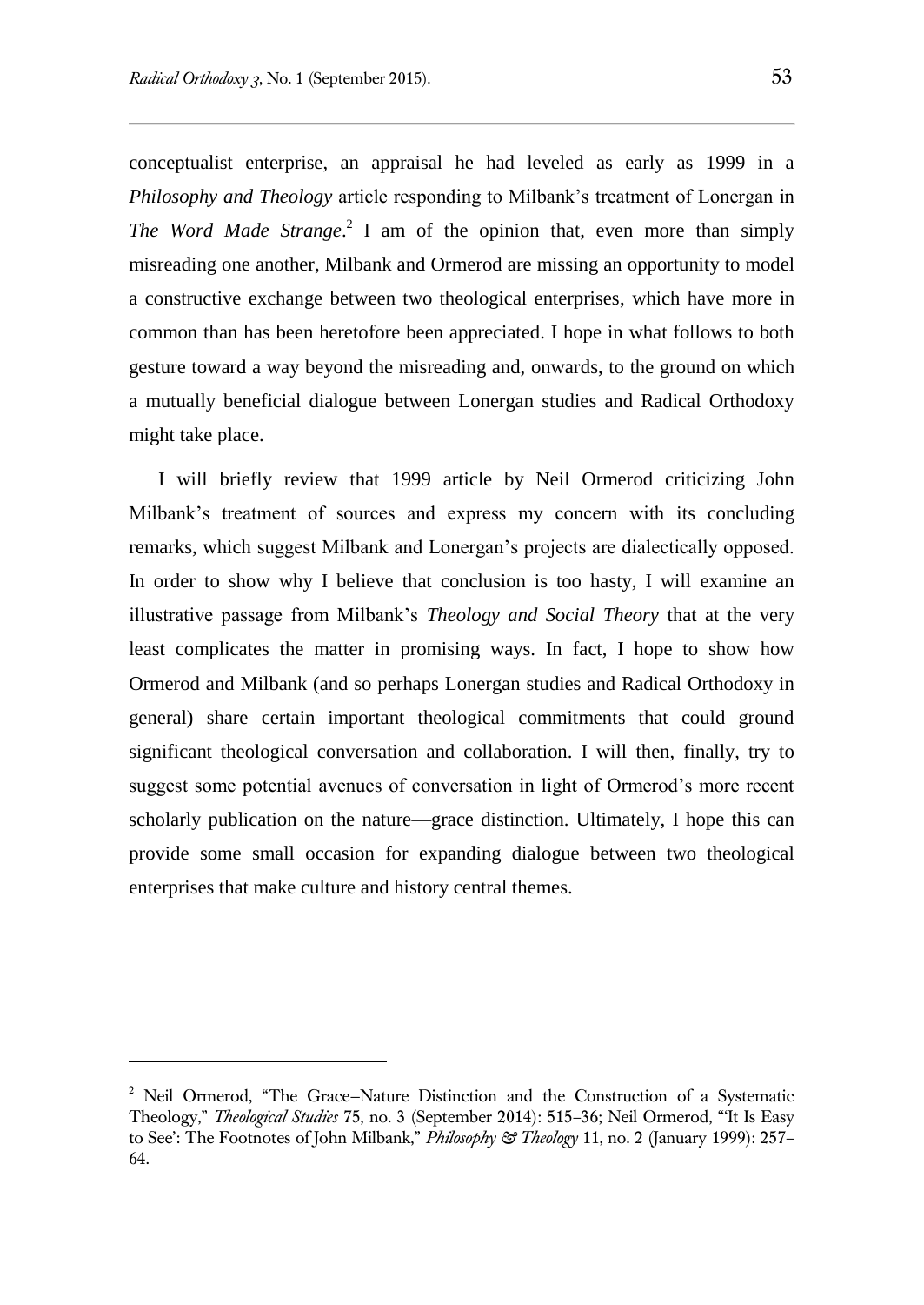conceptualist enterprise, an appraisal he had leveled as early as 1999 in a *Philosophy and Theology* article responding to Milbank's treatment of Lonergan in *The Word Made Strange*.[2] I am of the opinion that, even more than simply misreading one another, Milbank and Ormerod are missing an opportunity to model a constructive exchange between two theological enterprises, which have more in common than has been heretofore been appreciated. I hope in what follows to both gesture toward a way beyond the misreading and, onwards, to the ground on which a mutually beneficial dialogue between Lonergan studies and Radical Orthodoxy might take place.

I will briefly review that 1999 article by Neil Ormerod criticizing John Milbank's treatment of sources and express my concern with its concluding remarks, which suggest Milbank and Lonergan's projects are dialectically opposed. In order to show why I believe that conclusion is too hasty, I will examine an illustrative passage from Milbank's *Theology and Social Theory* that at the very least complicates the matter in promising ways. In fact, I hope to show how Ormerod and Milbank (and so perhaps Lonergan studies and Radical Orthodoxy in general) share certain important theological commitments that could ground significant theological conversation and collaboration. I will then, finally, try to suggest some potential avenues of conversation in light of Ormerod's more recent scholarly publication on the nature—grace distinction. Ultimately, I hope this can provide some small occasion for expanding dialogue between two theological enterprises that make culture and history central themes.

---

[2] Neil Ormerod, "The Grace–Nature Distinction and the Construction of a Systematic Theology," *Theological Studies* 75, no. 3 (September 2014): 515–36; Neil Ormerod, "'It Is Easy to See': The Footnotes of John Milbank," *Philosophy & Theology* 11, no. 2 (January 1999): 257–64.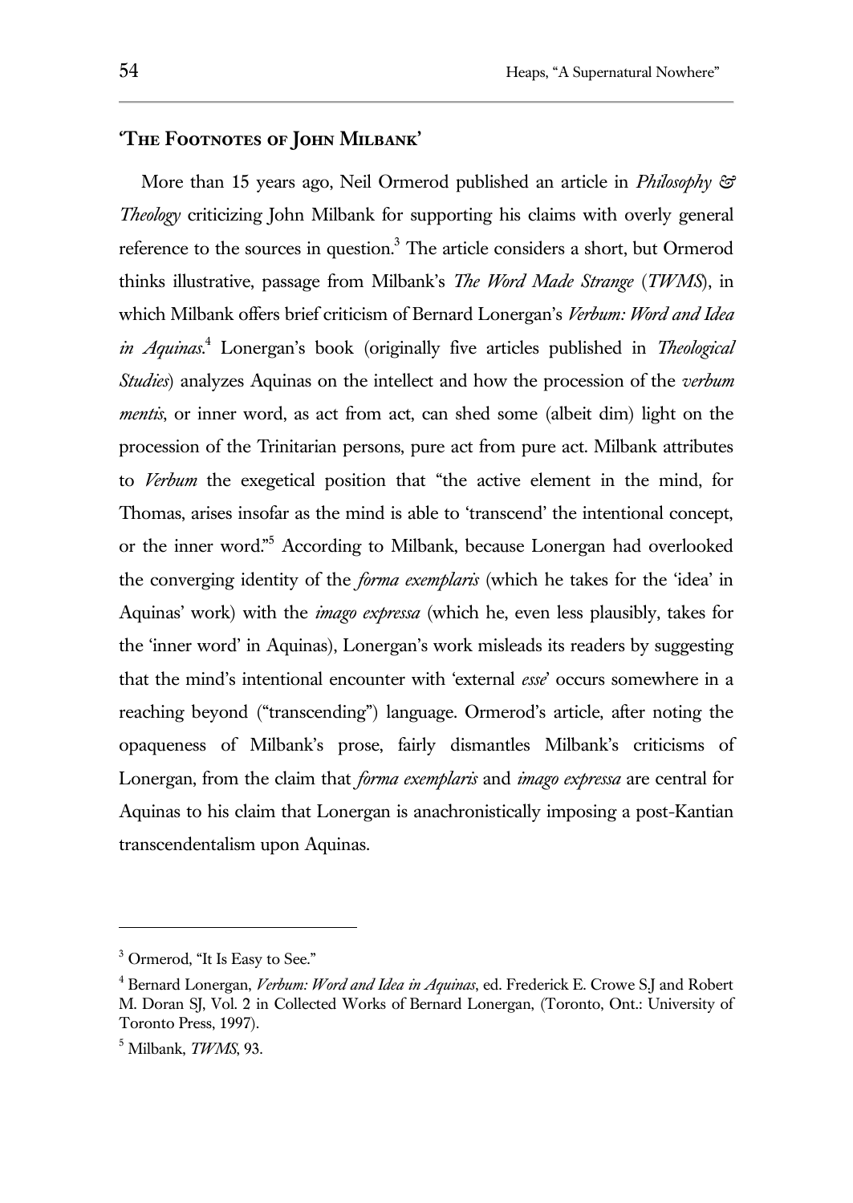## 'The Footnotes of John Milbank'

More than 15 years ago, Neil Ormerod published an article in *Philosophy & Theology* criticizing John Milbank for supporting his claims with overly general reference to the sources in question.[3] The article considers a short, but Ormerod thinks illustrative, passage from Milbank's *The Word Made Strange* (*TWMS*), in which Milbank offers brief criticism of Bernard Lonergan's *Verbum: Word and Idea in Aquinas*.[4] Lonergan's book (originally five articles published in *Theological Studies*) analyzes Aquinas on the intellect and how the procession of the *verbum mentis*, or inner word, as act from act, can shed some (albeit dim) light on the procession of the Trinitarian persons, pure act from pure act. Milbank attributes to *Verbum* the exegetical position that "the active element in the mind, for Thomas, arises insofar as the mind is able to 'transcend' the intentional concept, or the inner word."[5] According to Milbank, because Lonergan had overlooked the converging identity of the *forma exemplaris* (which he takes for the 'idea' in Aquinas' work) with the *imago expressa* (which he, even less plausibly, takes for the 'inner word' in Aquinas), Lonergan's work misleads its readers by suggesting that the mind's intentional encounter with 'external *esse*' occurs somewhere in a reaching beyond ("transcending") language. Ormerod's article, after noting the opaqueness of Milbank's prose, fairly dismantles Milbank's criticisms of Lonergan, from the claim that *forma exemplaris* and *imago expressa* are central for Aquinas to his claim that Lonergan is anachronistically imposing a post-Kantian transcendentalism upon Aquinas.

---

[3] Ormerod, "It Is Easy to See."

[4] Bernard Lonergan, *Verbum: Word and Idea in Aquinas*, ed. Frederick E. Crowe S.J and Robert M. Doran SJ, Vol. 2 in Collected Works of Bernard Lonergan, (Toronto, Ont.: University of Toronto Press, 1997).

[5] Milbank, *TWMS*, 93.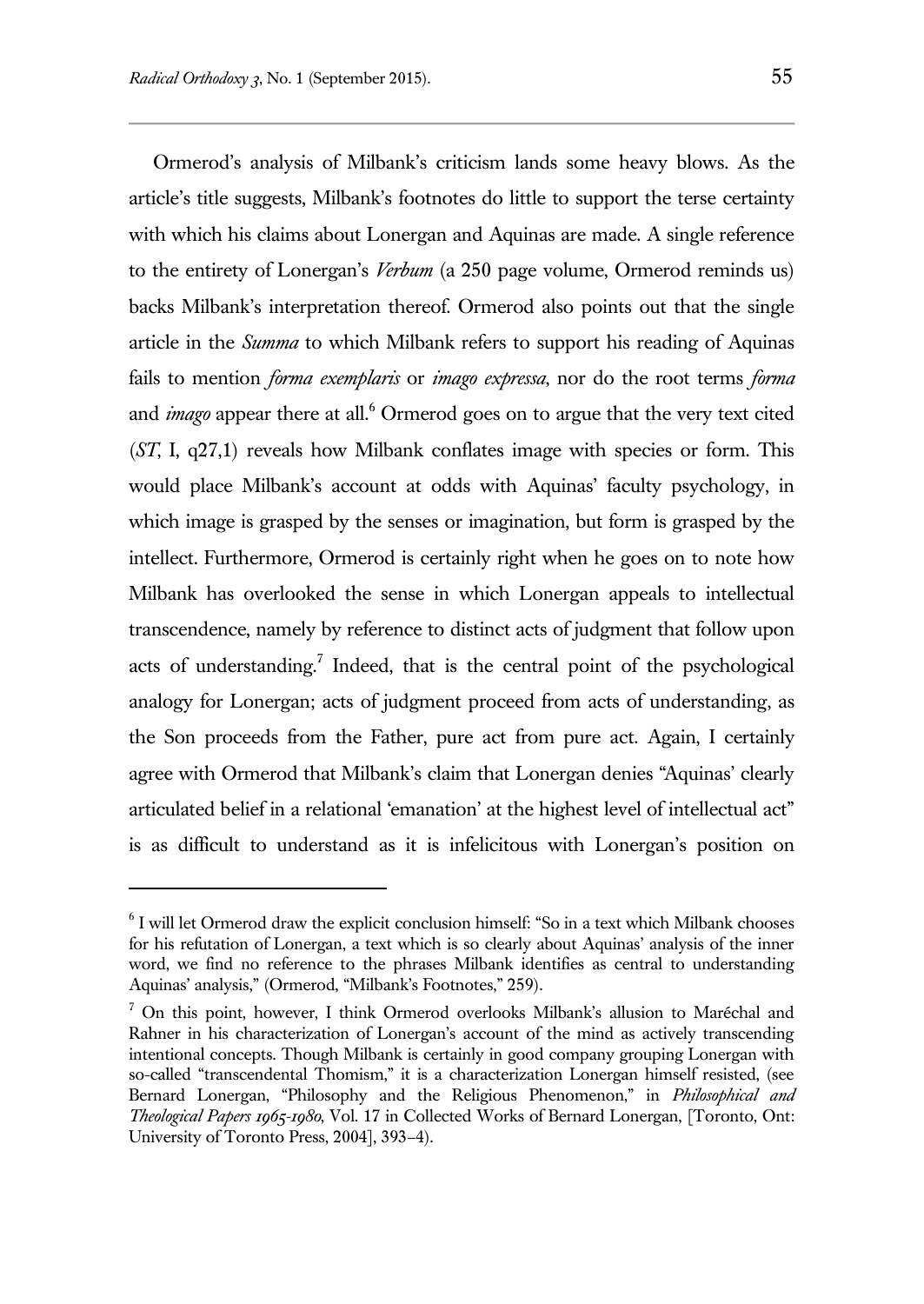Ormerod's analysis of Milbank's criticism lands some heavy blows. As the article's title suggests, Milbank's footnotes do little to support the terse certainty with which his claims about Lonergan and Aquinas are made. A single reference to the entirety of Lonergan's *Verbum* (a 250 page volume, Ormerod reminds us) backs Milbank's interpretation thereof. Ormerod also points out that the single article in the *Summa* to which Milbank refers to support his reading of Aquinas fails to mention *forma exemplaris* or *imago expressa*, nor do the root terms *forma* and *imago* appear there at all.[6] Ormerod goes on to argue that the very text cited (*ST*, I, q27,1) reveals how Milbank conflates image with species or form. This would place Milbank's account at odds with Aquinas' faculty psychology, in which image is grasped by the senses or imagination, but form is grasped by the intellect. Furthermore, Ormerod is certainly right when he goes on to note how Milbank has overlooked the sense in which Lonergan appeals to intellectual transcendence, namely by reference to distinct acts of judgment that follow upon acts of understanding.[7] Indeed, that is the central point of the psychological analogy for Lonergan; acts of judgment proceed from acts of understanding, as the Son proceeds from the Father, pure act from pure act. Again, I certainly agree with Ormerod that Milbank's claim that Lonergan denies "Aquinas' clearly articulated belief in a relational 'emanation' at the highest level of intellectual act" is as difficult to understand as it is infelicitous with Lonergan's position on

---

[6] I will let Ormerod draw the explicit conclusion himself: "So in a text which Milbank chooses for his refutation of Lonergan, a text which is so clearly about Aquinas' analysis of the inner word, we find no reference to the phrases Milbank identifies as central to understanding Aquinas' analysis," (Ormerod, "Milbank's Footnotes," 259).

[7] On this point, however, I think Ormerod overlooks Milbank's allusion to Maréchal and Rahner in his characterization of Lonergan's account of the mind as actively transcending intentional concepts. Though Milbank is certainly in good company grouping Lonergan with so-called "transcendental Thomism," it is a characterization Lonergan himself resisted, (see Bernard Lonergan, "Philosophy and the Religious Phenomenon," in *Philosophical and Theological Papers 1965-1980*, Vol. 17 in Collected Works of Bernard Lonergan, [Toronto, Ont: University of Toronto Press, 2004], 393–4).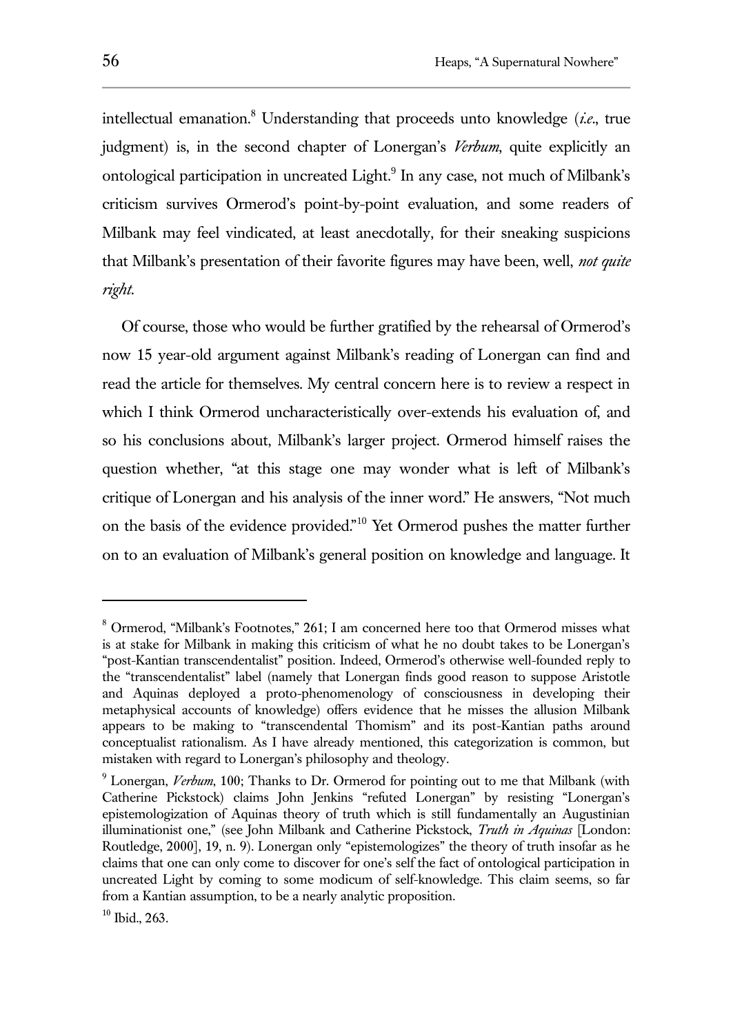intellectual emanation.[8] Understanding that proceeds unto knowledge (*i.e*., true judgment) is, in the second chapter of Lonergan's *Verbum*, quite explicitly an ontological participation in uncreated Light.[9] In any case, not much of Milbank's criticism survives Ormerod's point-by-point evaluation, and some readers of Milbank may feel vindicated, at least anecdotally, for their sneaking suspicions that Milbank's presentation of their favorite figures may have been, well, *not quite right*.

Of course, those who would be further gratified by the rehearsal of Ormerod's now 15 year-old argument against Milbank's reading of Lonergan can find and read the article for themselves. My central concern here is to review a respect in which I think Ormerod uncharacteristically over-extends his evaluation of, and so his conclusions about, Milbank's larger project. Ormerod himself raises the question whether, "at this stage one may wonder what is left of Milbank's critique of Lonergan and his analysis of the inner word." He answers, "Not much on the basis of the evidence provided."[10] Yet Ormerod pushes the matter further on to an evaluation of Milbank's general position on knowledge and language. It

---

[8] Ormerod, "Milbank's Footnotes," 261; I am concerned here too that Ormerod misses what is at stake for Milbank in making this criticism of what he no doubt takes to be Lonergan's "post-Kantian transcendentalist" position. Indeed, Ormerod's otherwise well-founded reply to the "transcendentalist" label (namely that Lonergan finds good reason to suppose Aristotle and Aquinas deployed a proto-phenomenology of consciousness in developing their metaphysical accounts of knowledge) offers evidence that he misses the allusion Milbank appears to be making to "transcendental Thomism" and its post-Kantian paths around conceptualist rationalism. As I have already mentioned, this categorization is common, but mistaken with regard to Lonergan's philosophy and theology.

[9] Lonergan, *Verbum*, 100; Thanks to Dr. Ormerod for pointing out to me that Milbank (with Catherine Pickstock) claims John Jenkins "refuted Lonergan" by resisting "Lonergan's epistemologization of Aquinas theory of truth which is still fundamentally an Augustinian illuminationist one," (see John Milbank and Catherine Pickstock, *Truth in Aquinas* [London: Routledge, 2000], 19, n. 9). Lonergan only "epistemologizes" the theory of truth insofar as he claims that one can only come to discover for one's self the fact of ontological participation in uncreated Light by coming to some modicum of self-knowledge. This claim seems, so far from a Kantian assumption, to be a nearly analytic proposition.

[10] Ibid., 263.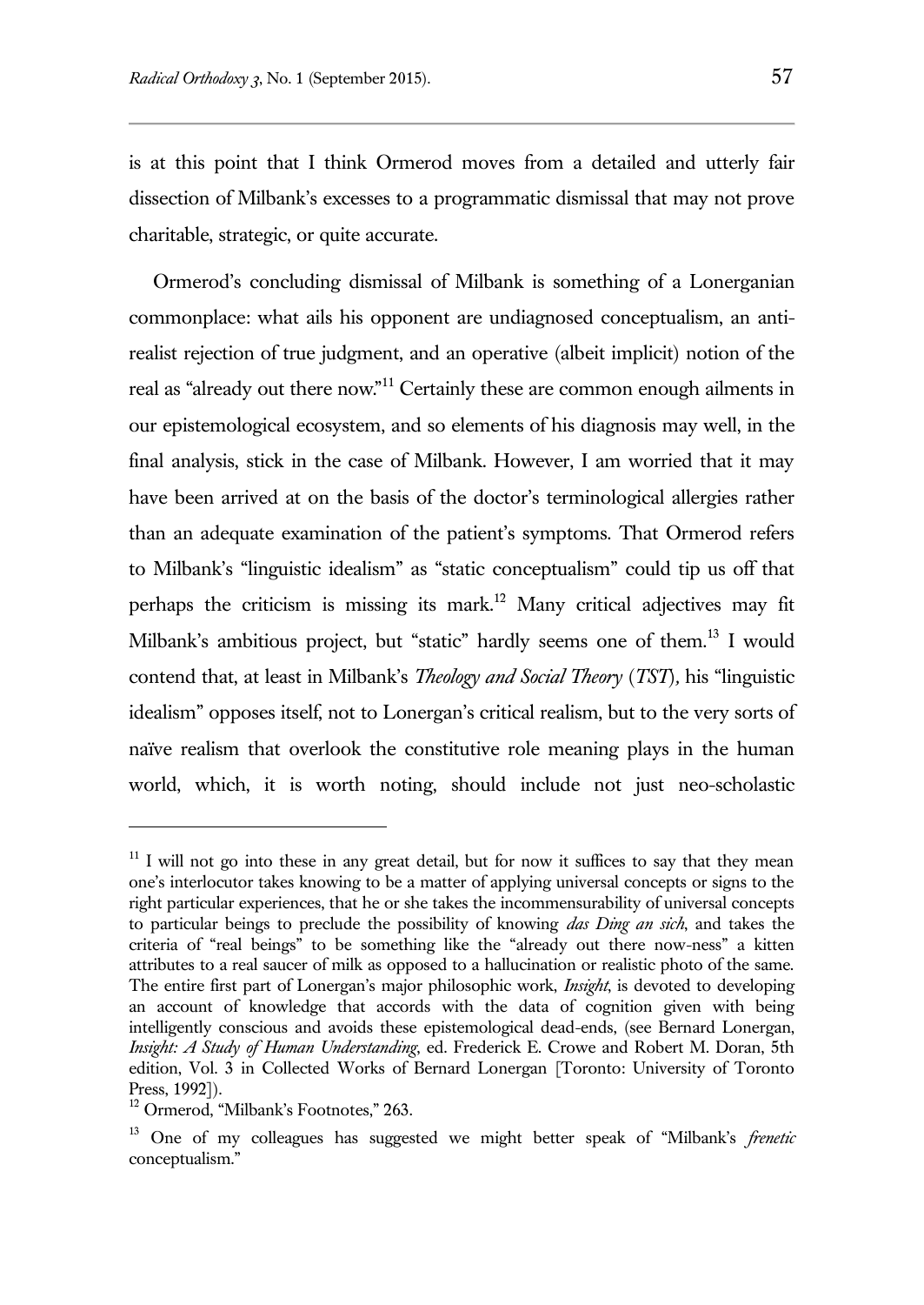is at this point that I think Ormerod moves from a detailed and utterly fair dissection of Milbank's excesses to a programmatic dismissal that may not prove charitable, strategic, or quite accurate.

Ormerod's concluding dismissal of Milbank is something of a Lonerganian commonplace: what ails his opponent are undiagnosed conceptualism, an anti-realist rejection of true judgment, and an operative (albeit implicit) notion of the real as "already out there now."[11] Certainly these are common enough ailments in our epistemological ecosystem, and so elements of his diagnosis may well, in the final analysis, stick in the case of Milbank. However, I am worried that it may have been arrived at on the basis of the doctor's terminological allergies rather than an adequate examination of the patient's symptoms. That Ormerod refers to Milbank's "linguistic idealism" as "static conceptualism" could tip us off that perhaps the criticism is missing its mark.[12] Many critical adjectives may fit Milbank's ambitious project, but "static" hardly seems one of them.[13] I would contend that, at least in Milbank's *Theology and Social Theory* (*TST*), his "linguistic idealism" opposes itself, not to Lonergan's critical realism, but to the very sorts of naïve realism that overlook the constitutive role meaning plays in the human world, which, it is worth noting, should include not just neo-scholastic

---

[11] I will not go into these in any great detail, but for now it suffices to say that they mean one's interlocutor takes knowing to be a matter of applying universal concepts or signs to the right particular experiences, that he or she takes the incommensurability of universal concepts to particular beings to preclude the possibility of knowing *das Ding an sich*, and takes the criteria of "real beings" to be something like the "already out there now-ness" a kitten attributes to a real saucer of milk as opposed to a hallucination or realistic photo of the same. The entire first part of Lonergan's major philosophic work, *Insight*, is devoted to developing an account of knowledge that accords with the data of cognition given with being intelligently conscious and avoids these epistemological dead-ends, (see Bernard Lonergan, *Insight: A Study of Human Understanding*, ed. Frederick E. Crowe and Robert M. Doran, 5th edition, Vol. 3 in Collected Works of Bernard Lonergan [Toronto: University of Toronto Press, 1992]).

[12] Ormerod, "Milbank's Footnotes," 263.

[13] One of my colleagues has suggested we might better speak of "Milbank's *frenetic* conceptualism."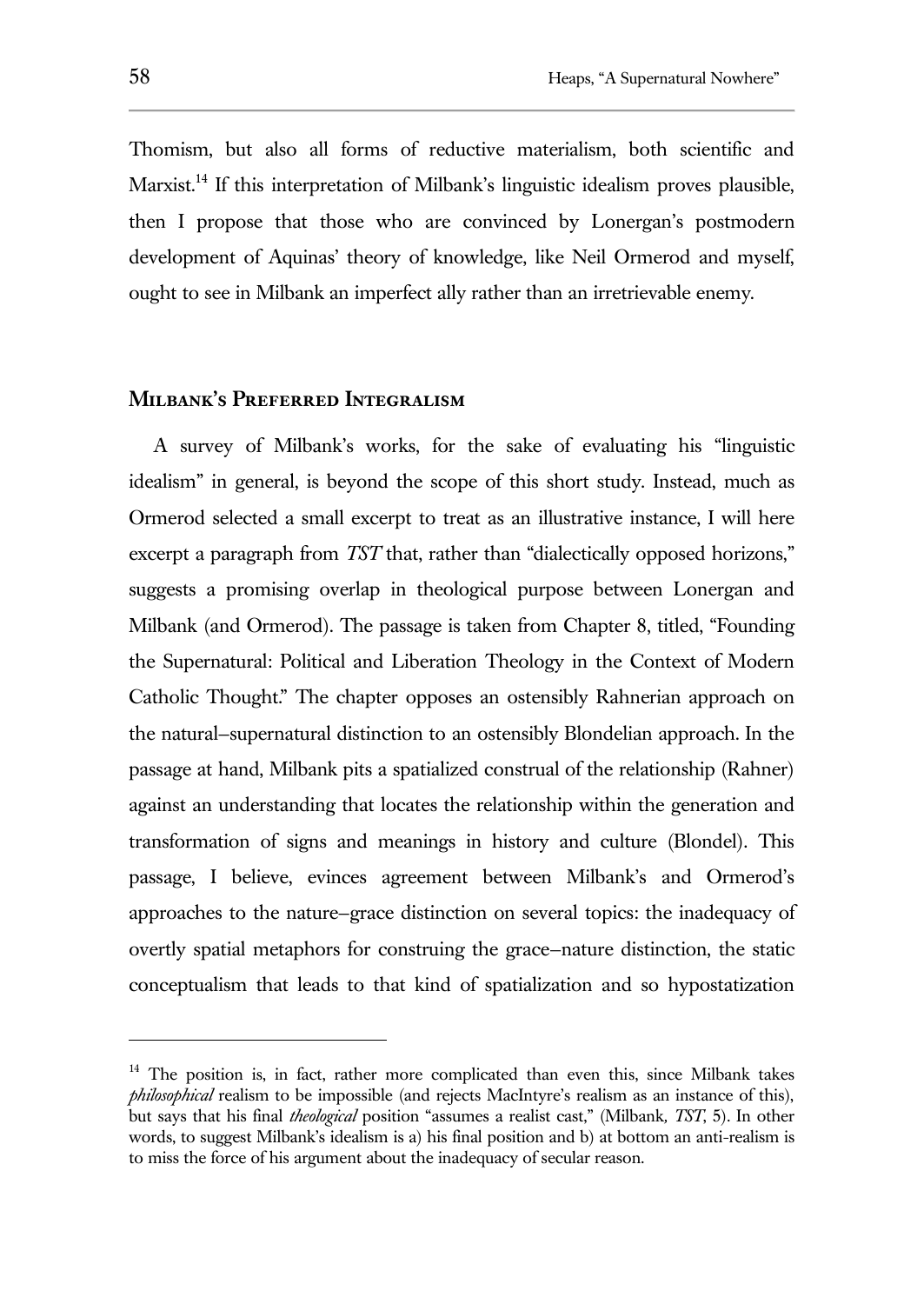Thomism, but also all forms of reductive materialism, both scientific and Marxist.[14] If this interpretation of Milbank's linguistic idealism proves plausible, then I propose that those who are convinced by Lonergan's postmodern development of Aquinas' theory of knowledge, like Neil Ormerod and myself, ought to see in Milbank an imperfect ally rather than an irretrievable enemy.

## Milbank's Preferred Integralism

A survey of Milbank's works, for the sake of evaluating his "linguistic idealism" in general, is beyond the scope of this short study. Instead, much as Ormerod selected a small excerpt to treat as an illustrative instance, I will here excerpt a paragraph from *TST* that, rather than "dialectically opposed horizons," suggests a promising overlap in theological purpose between Lonergan and Milbank (and Ormerod). The passage is taken from Chapter 8, titled, "Founding the Supernatural: Political and Liberation Theology in the Context of Modern Catholic Thought." The chapter opposes an ostensibly Rahnerian approach on the natural–supernatural distinction to an ostensibly Blondelian approach. In the passage at hand, Milbank pits a spatialized construal of the relationship (Rahner) against an understanding that locates the relationship within the generation and transformation of signs and meanings in history and culture (Blondel). This passage, I believe, evinces agreement between Milbank's and Ormerod's approaches to the nature–grace distinction on several topics: the inadequacy of overtly spatial metaphors for construing the grace–nature distinction, the static conceptualism that leads to that kind of spatialization and so hypostatization

---

[14] The position is, in fact, rather more complicated than even this, since Milbank takes *philosophical* realism to be impossible (and rejects MacIntyre's realism as an instance of this), but says that his final *theological* position "assumes a realist cast," (Milbank, *TST*, 5). In other words, to suggest Milbank's idealism is a) his final position and b) at bottom an anti-realism is to miss the force of his argument about the inadequacy of secular reason.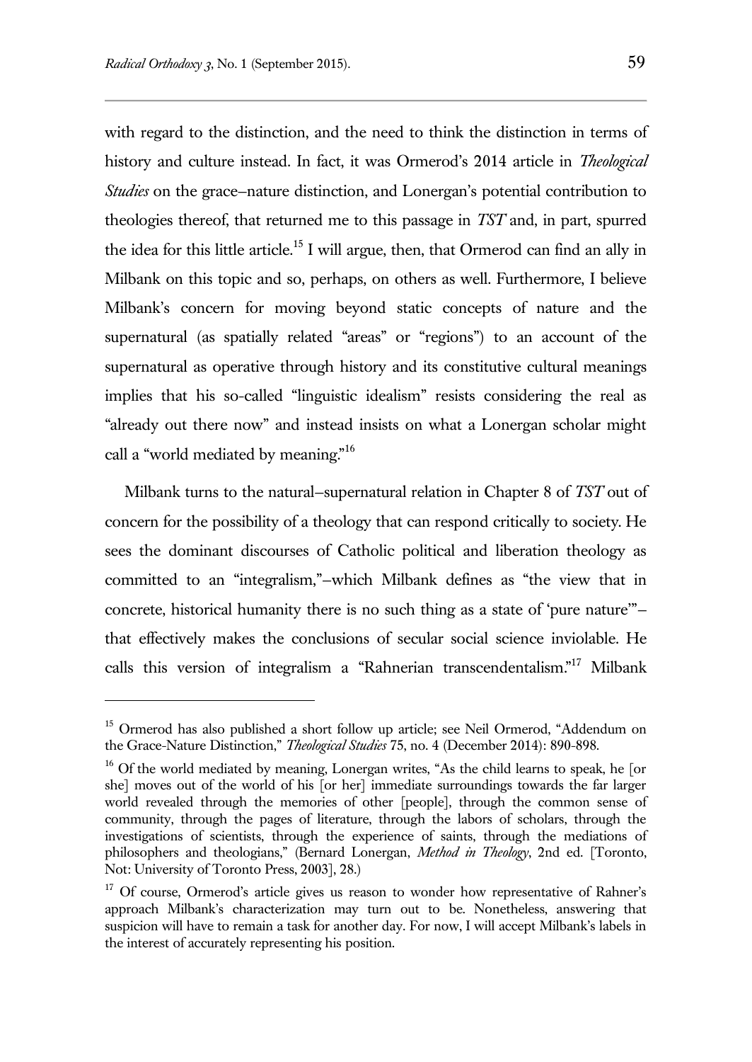with regard to the distinction, and the need to think the distinction in terms of history and culture instead. In fact, it was Ormerod's 2014 article in *Theological Studies* on the grace–nature distinction, and Lonergan's potential contribution to theologies thereof, that returned me to this passage in *TST* and, in part, spurred the idea for this little article.[15] I will argue, then, that Ormerod can find an ally in Milbank on this topic and so, perhaps, on others as well. Furthermore, I believe Milbank's concern for moving beyond static concepts of nature and the supernatural (as spatially related "areas" or "regions") to an account of the supernatural as operative through history and its constitutive cultural meanings implies that his so-called "linguistic idealism" resists considering the real as "already out there now" and instead insists on what a Lonergan scholar might call a "world mediated by meaning."[16]

Milbank turns to the natural–supernatural relation in Chapter 8 of *TST* out of concern for the possibility of a theology that can respond critically to society. He sees the dominant discourses of Catholic political and liberation theology as committed to an "integralism,"–which Milbank defines as "the view that in concrete, historical humanity there is no such thing as a state of 'pure nature'"–that effectively makes the conclusions of secular social science inviolable. He calls this version of integralism a "Rahnerian transcendentalism."[17] Milbank

---

[15] Ormerod has also published a short follow up article; see Neil Ormerod, "Addendum on the Grace-Nature Distinction," *Theological Studies* 75, no. 4 (December 2014): 890-898.

[16] Of the world mediated by meaning, Lonergan writes, "As the child learns to speak, he [or she] moves out of the world of his [or her] immediate surroundings towards the far larger world revealed through the memories of other [people], through the common sense of community, through the pages of literature, through the labors of scholars, through the investigations of scientists, through the experience of saints, through the mediations of philosophers and theologians," (Bernard Lonergan, *Method in Theology*, 2nd ed. [Toronto, Not: University of Toronto Press, 2003], 28.)

[17] Of course, Ormerod's article gives us reason to wonder how representative of Rahner's approach Milbank's characterization may turn out to be. Nonetheless, answering that suspicion will have to remain a task for another day. For now, I will accept Milbank's labels in the interest of accurately representing his position.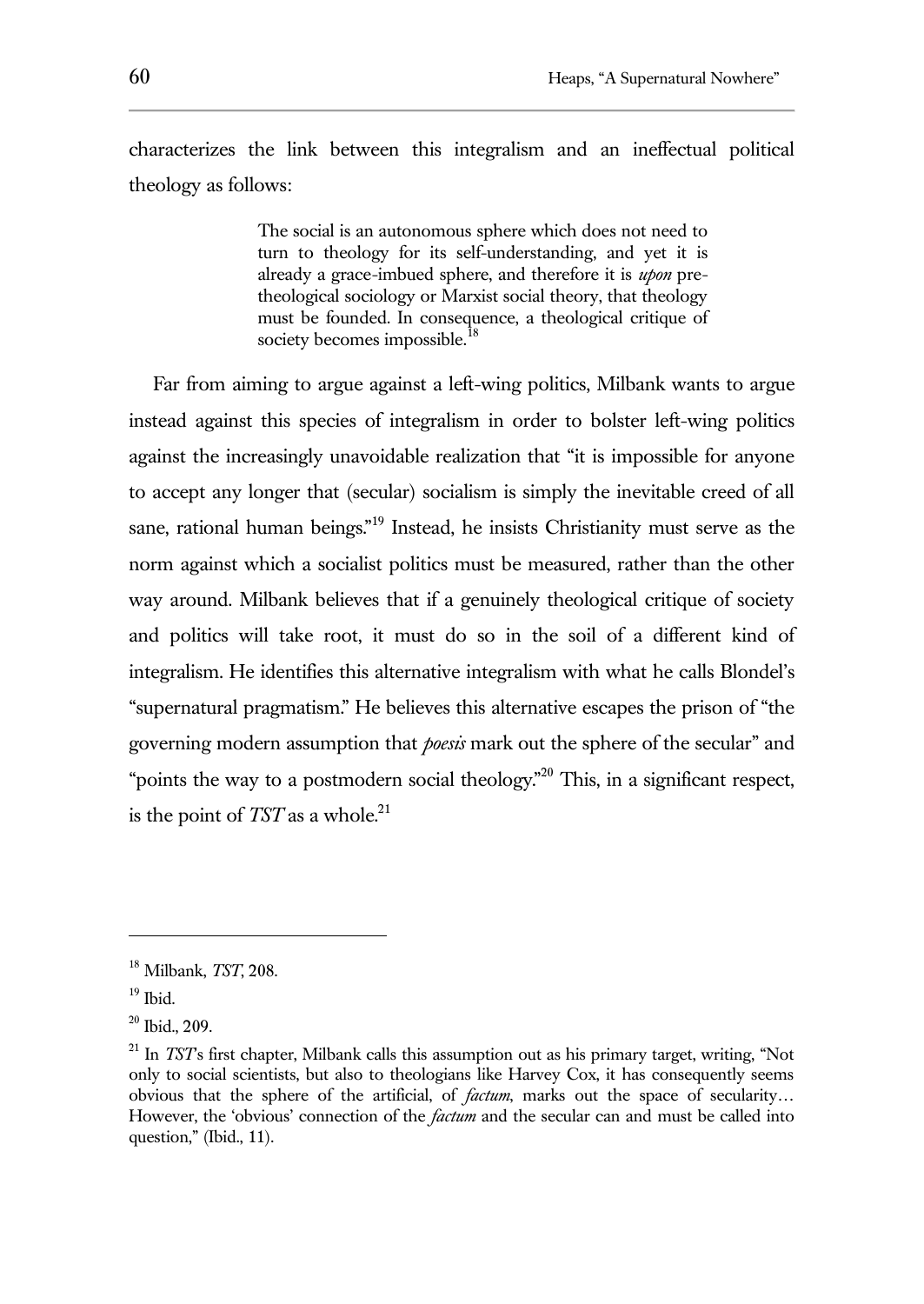characterizes the link between this integralism and an ineffectual political theology as follows:

> The social is an autonomous sphere which does not need to turn to theology for its self-understanding, and yet it is already a grace-imbued sphere, and therefore it is *upon* pre-theological sociology or Marxist social theory, that theology must be founded. In consequence, a theological critique of society becomes impossible.[18]

Far from aiming to argue against a left-wing politics, Milbank wants to argue instead against this species of integralism in order to bolster left-wing politics against the increasingly unavoidable realization that "it is impossible for anyone to accept any longer that (secular) socialism is simply the inevitable creed of all sane, rational human beings."[19] Instead, he insists Christianity must serve as the norm against which a socialist politics must be measured, rather than the other way around. Milbank believes that if a genuinely theological critique of society and politics will take root, it must do so in the soil of a different kind of integralism. He identifies this alternative integralism with what he calls Blondel's "supernatural pragmatism." He believes this alternative escapes the prison of "the governing modern assumption that *poesis* mark out the sphere of the secular" and "points the way to a postmodern social theology."[20] This, in a significant respect, is the point of *TST* as a whole.[21]

---

[18] Milbank, *TST*, 208.

[19] Ibid.

[20] Ibid., 209.

[21] In *TST*'s first chapter, Milbank calls this assumption out as his primary target, writing, "Not only to social scientists, but also to theologians like Harvey Cox, it has consequently seems obvious that the sphere of the artificial, of *factum*, marks out the space of secularity… However, the 'obvious' connection of the *factum* and the secular can and must be called into question," (Ibid., 11).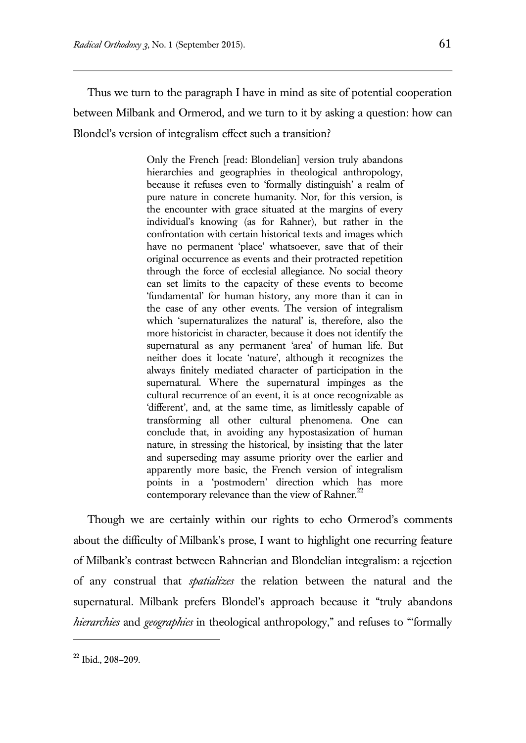Thus we turn to the paragraph I have in mind as site of potential cooperation between Milbank and Ormerod, and we turn to it by asking a question: how can Blondel's version of integralism effect such a transition?

> Only the French [read: Blondelian] version truly abandons hierarchies and geographies in theological anthropology, because it refuses even to 'formally distinguish' a realm of pure nature in concrete humanity. Nor, for this version, is the encounter with grace situated at the margins of every individual's knowing (as for Rahner), but rather in the confrontation with certain historical texts and images which have no permanent 'place' whatsoever, save that of their original occurrence as events and their protracted repetition through the force of ecclesial allegiance. No social theory can set limits to the capacity of these events to become 'fundamental' for human history, any more than it can in the case of any other events. The version of integralism which 'supernaturalizes the natural' is, therefore, also the more historicist in character, because it does not identify the supernatural as any permanent 'area' of human life. But neither does it locate 'nature', although it recognizes the always finitely mediated character of participation in the supernatural. Where the supernatural impinges as the cultural recurrence of an event, it is at once recognizable as 'different', and, at the same time, as limitlessly capable of transforming all other cultural phenomena. One can conclude that, in avoiding any hypostasization of human nature, in stressing the historical, by insisting that the later and superseding may assume priority over the earlier and apparently more basic, the French version of integralism points in a 'postmodern' direction which has more contemporary relevance than the view of Rahner.[22]

Though we are certainly within our rights to echo Ormerod's comments about the difficulty of Milbank's prose, I want to highlight one recurring feature of Milbank's contrast between Rahnerian and Blondelian integralism: a rejection of any construal that *spatializes* the relation between the natural and the supernatural. Milbank prefers Blondel's approach because it "truly abandons *hierarchies* and *geographies* in theological anthropology," and refuses to "'formally

---

[22] Ibid., 208–209.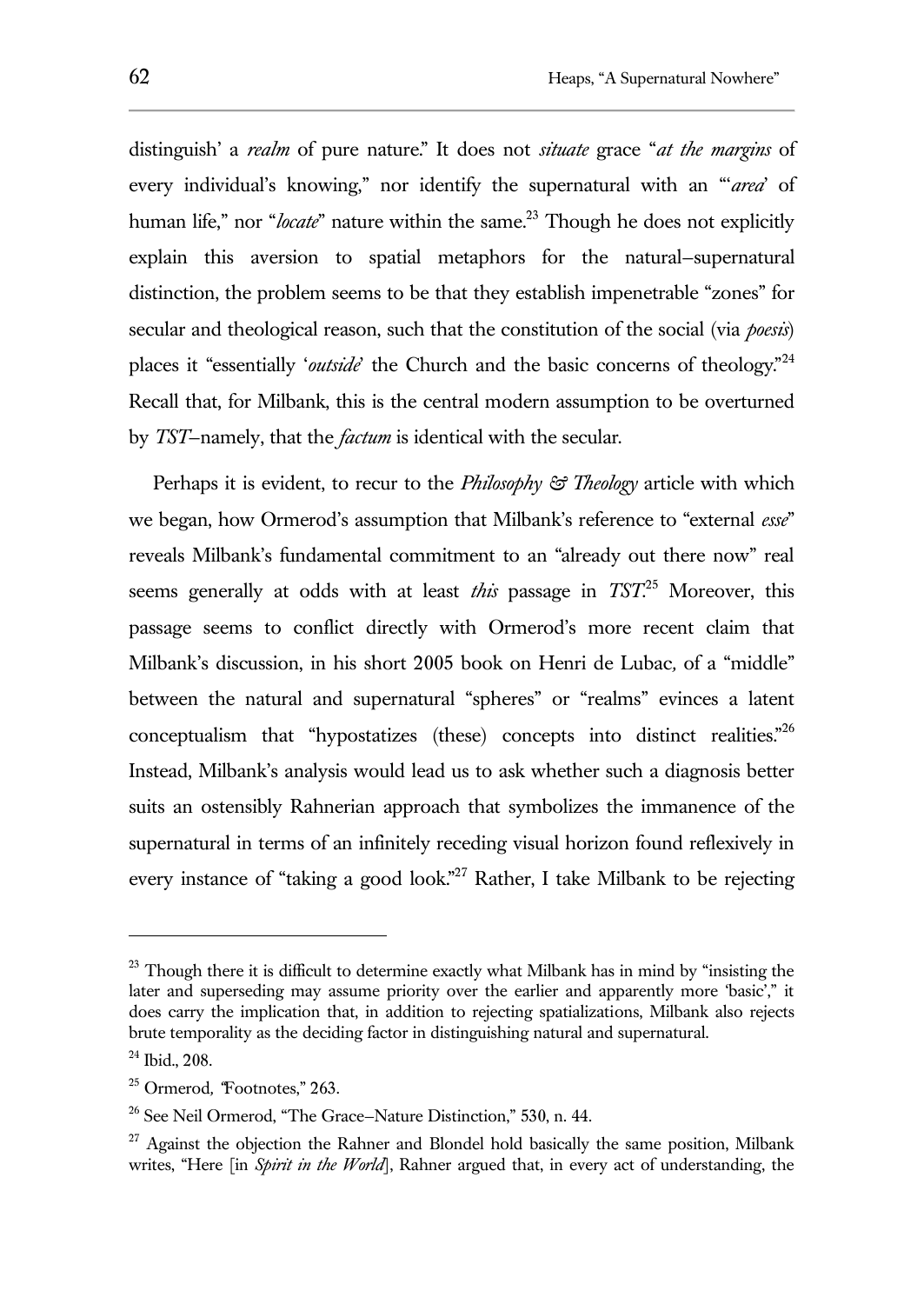distinguish' a *realm* of pure nature." It does not *situate* grace "*at the margins* of every individual's knowing," nor identify the supernatural with an "'*area*' of human life," nor "*locate*" nature within the same.[23] Though he does not explicitly explain this aversion to spatial metaphors for the natural–supernatural distinction, the problem seems to be that they establish impenetrable "zones" for secular and theological reason, such that the constitution of the social (via *poesis*) places it "essentially '*outside*' the Church and the basic concerns of theology."[24] Recall that, for Milbank, this is the central modern assumption to be overturned by *TST*–namely, that the *factum* is identical with the secular.

Perhaps it is evident, to recur to the *Philosophy & Theology* article with which we began, how Ormerod's assumption that Milbank's reference to "external *esse*" reveals Milbank's fundamental commitment to an "already out there now" real seems generally at odds with at least *this* passage in *TST*.[25] Moreover, this passage seems to conflict directly with Ormerod's more recent claim that Milbank's discussion, in his short 2005 book on Henri de Lubac, of a "middle" between the natural and supernatural "spheres" or "realms" evinces a latent conceptualism that "hypostatizes (these) concepts into distinct realities."[26] Instead, Milbank's analysis would lead us to ask whether such a diagnosis better suits an ostensibly Rahnerian approach that symbolizes the immanence of the supernatural in terms of an infinitely receding visual horizon found reflexively in every instance of "taking a good look."[27] Rather, I take Milbank to be rejecting

---

[23] Though there it is difficult to determine exactly what Milbank has in mind by "insisting the later and superseding may assume priority over the earlier and apparently more 'basic'," it does carry the implication that, in addition to rejecting spatializations, Milbank also rejects brute temporality as the deciding factor in distinguishing natural and supernatural.

[24] Ibid., 208.

[25] Ormerod, "Footnotes," 263.

[26] See Neil Ormerod, "The Grace–Nature Distinction," 530, n. 44.

[27] Against the objection the Rahner and Blondel hold basically the same position, Milbank writes, "Here [in *Spirit in the World*], Rahner argued that, in every act of understanding, the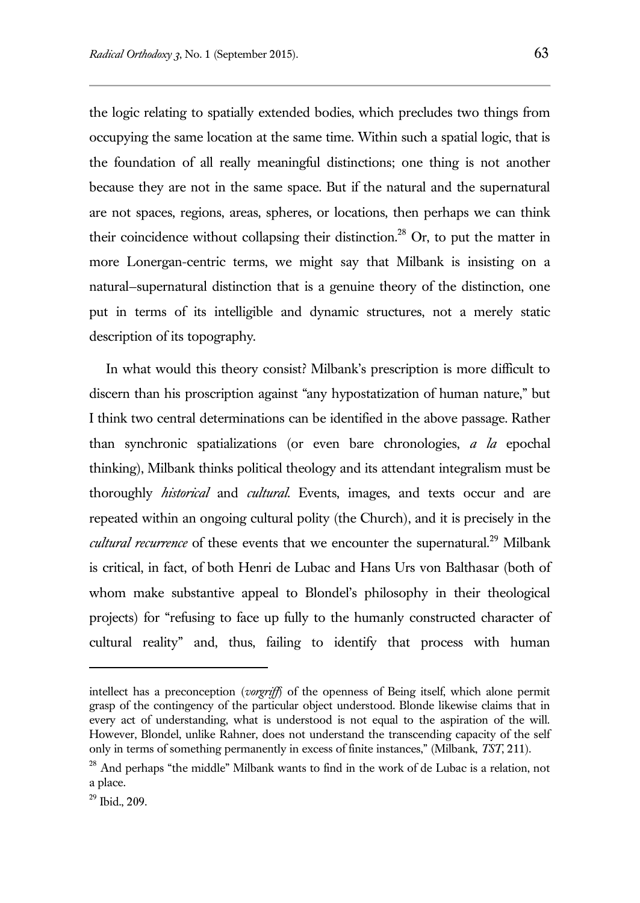the logic relating to spatially extended bodies, which precludes two things from occupying the same location at the same time. Within such a spatial logic, that is the foundation of all really meaningful distinctions; one thing is not another because they are not in the same space. But if the natural and the supernatural are not spaces, regions, areas, spheres, or locations, then perhaps we can think their coincidence without collapsing their distinction.[28] Or, to put the matter in more Lonergan-centric terms, we might say that Milbank is insisting on a natural–supernatural distinction that is a genuine theory of the distinction, one put in terms of its intelligible and dynamic structures, not a merely static description of its topography.

In what would this theory consist? Milbank's prescription is more difficult to discern than his proscription against "any hypostatization of human nature," but I think two central determinations can be identified in the above passage. Rather than synchronic spatializations (or even bare chronologies, *a la* epochal thinking), Milbank thinks political theology and its attendant integralism must be thoroughly *historical* and *cultural*. Events, images, and texts occur and are repeated within an ongoing cultural polity (the Church), and it is precisely in the *cultural recurrence* of these events that we encounter the supernatural.[29] Milbank is critical, in fact, of both Henri de Lubac and Hans Urs von Balthasar (both of whom make substantive appeal to Blondel's philosophy in their theological projects) for "refusing to face up fully to the humanly constructed character of cultural reality" and, thus, failing to identify that process with human

---

intellect has a preconception (*vorgriff*) of the openness of Being itself, which alone permit grasp of the contingency of the particular object understood. Blonde likewise claims that in every act of understanding, what is understood is not equal to the aspiration of the will. However, Blondel, unlike Rahner, does not understand the transcending capacity of the self only in terms of something permanently in excess of finite instances," (Milbank, *TST*, 211).

[28] And perhaps "the middle" Milbank wants to find in the work of de Lubac is a relation, not a place.

[29] Ibid., 209.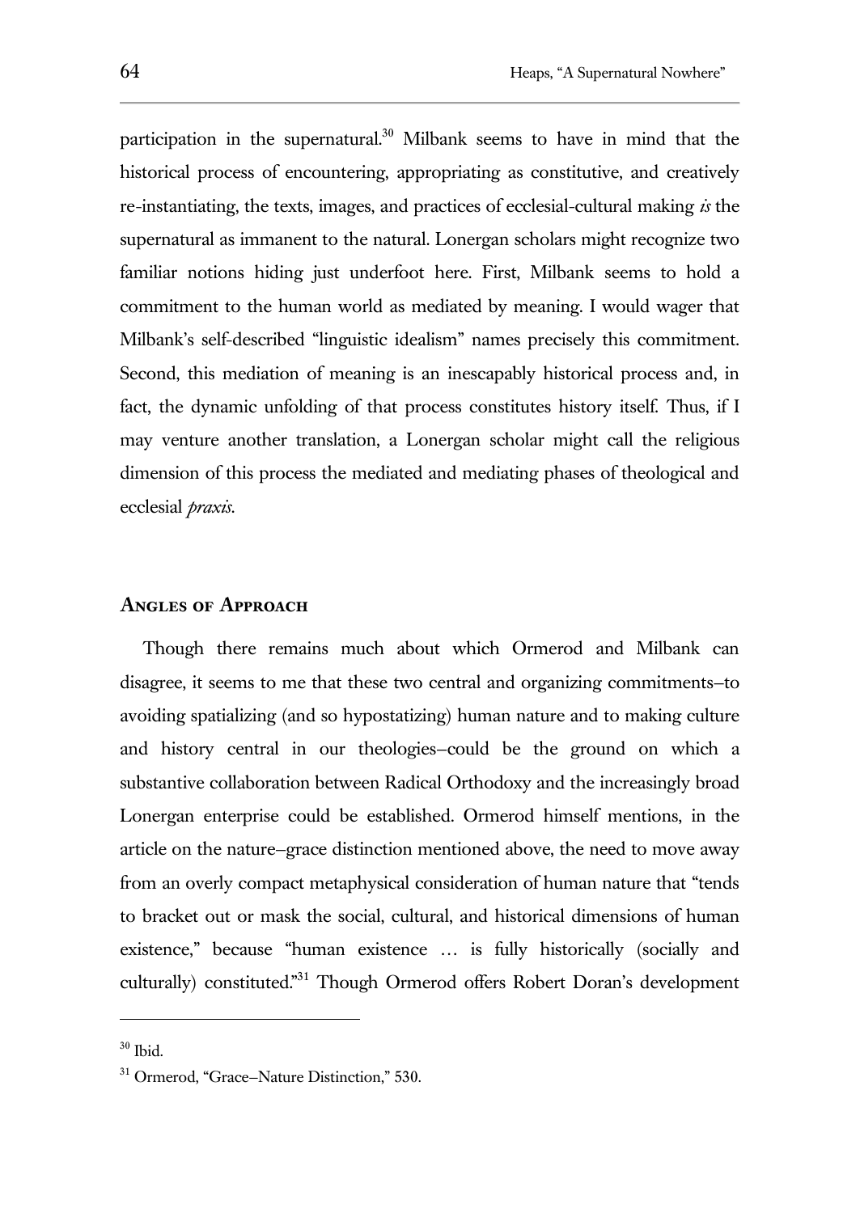participation in the supernatural.[30] Milbank seems to have in mind that the historical process of encountering, appropriating as constitutive, and creatively re-instantiating, the texts, images, and practices of ecclesial-cultural making *is* the supernatural as immanent to the natural. Lonergan scholars might recognize two familiar notions hiding just underfoot here. First, Milbank seems to hold a commitment to the human world as mediated by meaning. I would wager that Milbank's self-described "linguistic idealism" names precisely this commitment. Second, this mediation of meaning is an inescapably historical process and, in fact, the dynamic unfolding of that process constitutes history itself. Thus, if I may venture another translation, a Lonergan scholar might call the religious dimension of this process the mediated and mediating phases of theological and ecclesial *praxis*.

## Angles of Approach

Though there remains much about which Ormerod and Milbank can disagree, it seems to me that these two central and organizing commitments–to avoiding spatializing (and so hypostatizing) human nature and to making culture and history central in our theologies–could be the ground on which a substantive collaboration between Radical Orthodoxy and the increasingly broad Lonergan enterprise could be established. Ormerod himself mentions, in the article on the nature–grace distinction mentioned above, the need to move away from an overly compact metaphysical consideration of human nature that "tends to bracket out or mask the social, cultural, and historical dimensions of human existence," because "human existence … is fully historically (socially and culturally) constituted."[31] Though Ormerod offers Robert Doran's development

---

[30] Ibid.

[31] Ormerod, "Grace–Nature Distinction," 530.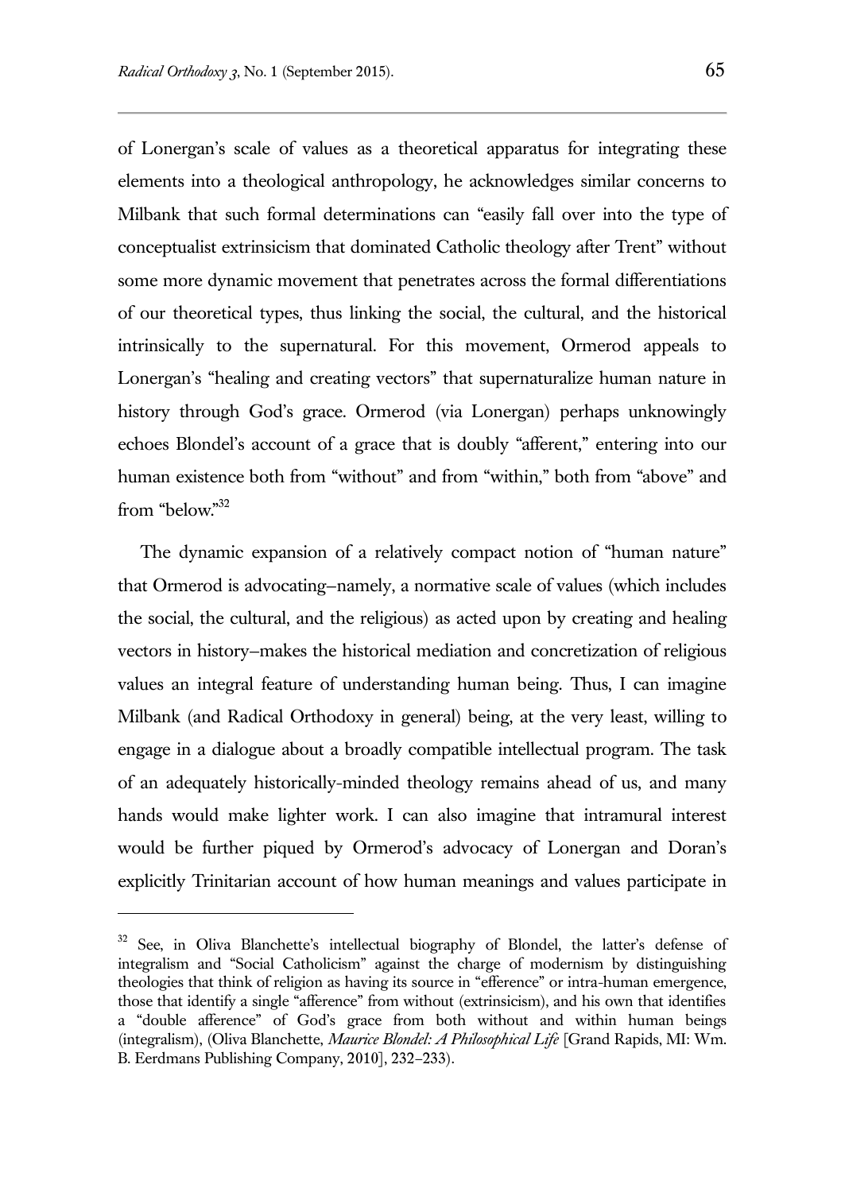of Lonergan's scale of values as a theoretical apparatus for integrating these elements into a theological anthropology, he acknowledges similar concerns to Milbank that such formal determinations can "easily fall over into the type of conceptualist extrinsicism that dominated Catholic theology after Trent" without some more dynamic movement that penetrates across the formal differentiations of our theoretical types, thus linking the social, the cultural, and the historical intrinsically to the supernatural. For this movement, Ormerod appeals to Lonergan's "healing and creating vectors" that supernaturalize human nature in history through God's grace. Ormerod (via Lonergan) perhaps unknowingly echoes Blondel's account of a grace that is doubly "afferent," entering into our human existence both from "without" and from "within," both from "above" and from "below."[32]

The dynamic expansion of a relatively compact notion of "human nature" that Ormerod is advocating—namely, a normative scale of values (which includes the social, the cultural, and the religious) as acted upon by creating and healing vectors in history—makes the historical mediation and concretization of religious values an integral feature of understanding human being. Thus, I can imagine Milbank (and Radical Orthodoxy in general) being, at the very least, willing to engage in a dialogue about a broadly compatible intellectual program. The task of an adequately historically-minded theology remains ahead of us, and many hands would make lighter work. I can also imagine that intramural interest would be further piqued by Ormerod's advocacy of Lonergan and Doran's explicitly Trinitarian account of how human meanings and values participate in

---

[32] See, in Oliva Blanchette's intellectual biography of Blondel, the latter's defense of integralism and "Social Catholicism" against the charge of modernism by distinguishing theologies that think of religion as having its source in "efference" or intra-human emergence, those that identify a single "afference" from without (extrinsicism), and his own that identifies a "double afference" of God's grace from both without and within human beings (integralism), (Oliva Blanchette, *Maurice Blondel: A Philosophical Life* [Grand Rapids, MI: Wm. B. Eerdmans Publishing Company, 2010], 232–233).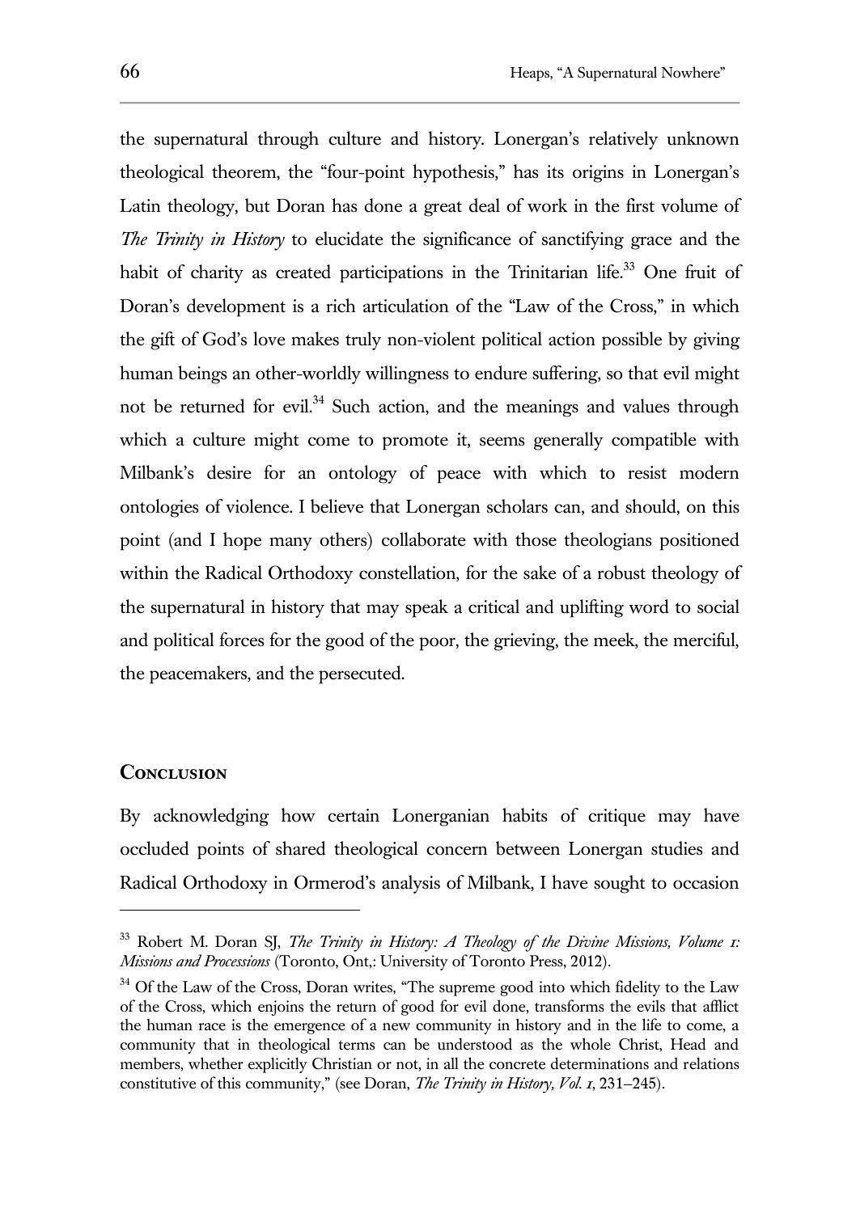the supernatural through culture and history. Lonergan's relatively unknown theological theorem, the "four-point hypothesis," has its origins in Lonergan's Latin theology, but Doran has done a great deal of work in the first volume of *The Trinity in History* to elucidate the significance of sanctifying grace and the habit of charity as created participations in the Trinitarian life.[33] One fruit of Doran's development is a rich articulation of the "Law of the Cross," in which the gift of God's love makes truly non-violent political action possible by giving human beings an other-worldly willingness to endure suffering, so that evil might not be returned for evil.[34] Such action, and the meanings and values through which a culture might come to promote it, seems generally compatible with Milbank's desire for an ontology of peace with which to resist modern ontologies of violence. I believe that Lonergan scholars can, and should, on this point (and I hope many others) collaborate with those theologians positioned within the Radical Orthodoxy constellation, for the sake of a robust theology of the supernatural in history that may speak a critical and uplifting word to social and political forces for the good of the poor, the grieving, the meek, the merciful, the peacemakers, and the persecuted.

## Conclusion

By acknowledging how certain Lonerganian habits of critique may have occluded points of shared theological concern between Lonergan studies and Radical Orthodoxy in Ormerod's analysis of Milbank, I have sought to occasion

---

[33] Robert M. Doran SJ, *The Trinity in History: A Theology of the Divine Missions, Volume 1: Missions and Processions* (Toronto, Ont,: University of Toronto Press, 2012).

[34] Of the Law of the Cross, Doran writes, "The supreme good into which fidelity to the Law of the Cross, which enjoins the return of good for evil done, transforms the evils that afflict the human race is the emergence of a new community in history and in the life to come, a community that in theological terms can be understood as the whole Christ, Head and members, whether explicitly Christian or not, in all the concrete determinations and relations constitutive of this community," (see Doran, *The Trinity in History, Vol. 1*, 231–245).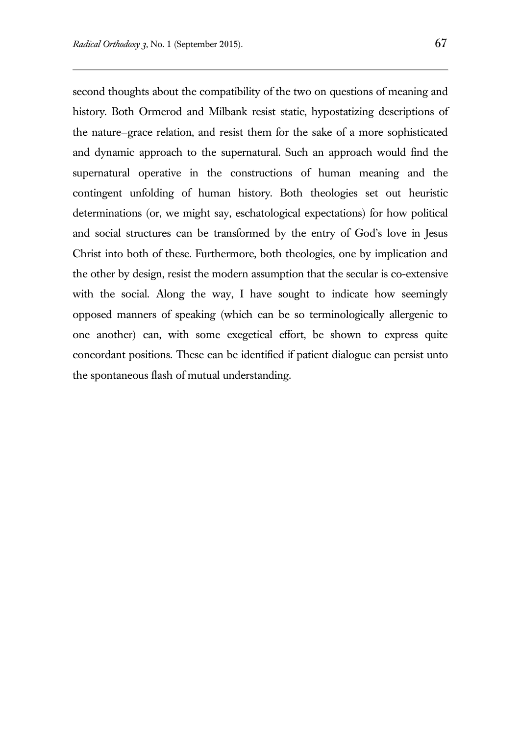second thoughts about the compatibility of the two on questions of meaning and history. Both Ormerod and Milbank resist static, hypostatizing descriptions of the nature–grace relation, and resist them for the sake of a more sophisticated and dynamic approach to the supernatural. Such an approach would find the supernatural operative in the constructions of human meaning and the contingent unfolding of human history. Both theologies set out heuristic determinations (or, we might say, eschatological expectations) for how political and social structures can be transformed by the entry of God's love in Jesus Christ into both of these. Furthermore, both theologies, one by implication and the other by design, resist the modern assumption that the secular is co-extensive with the social. Along the way, I have sought to indicate how seemingly opposed manners of speaking (which can be so terminologically allergenic to one another) can, with some exegetical effort, be shown to express quite concordant positions. These can be identified if patient dialogue can persist unto the spontaneous flash of mutual understanding.